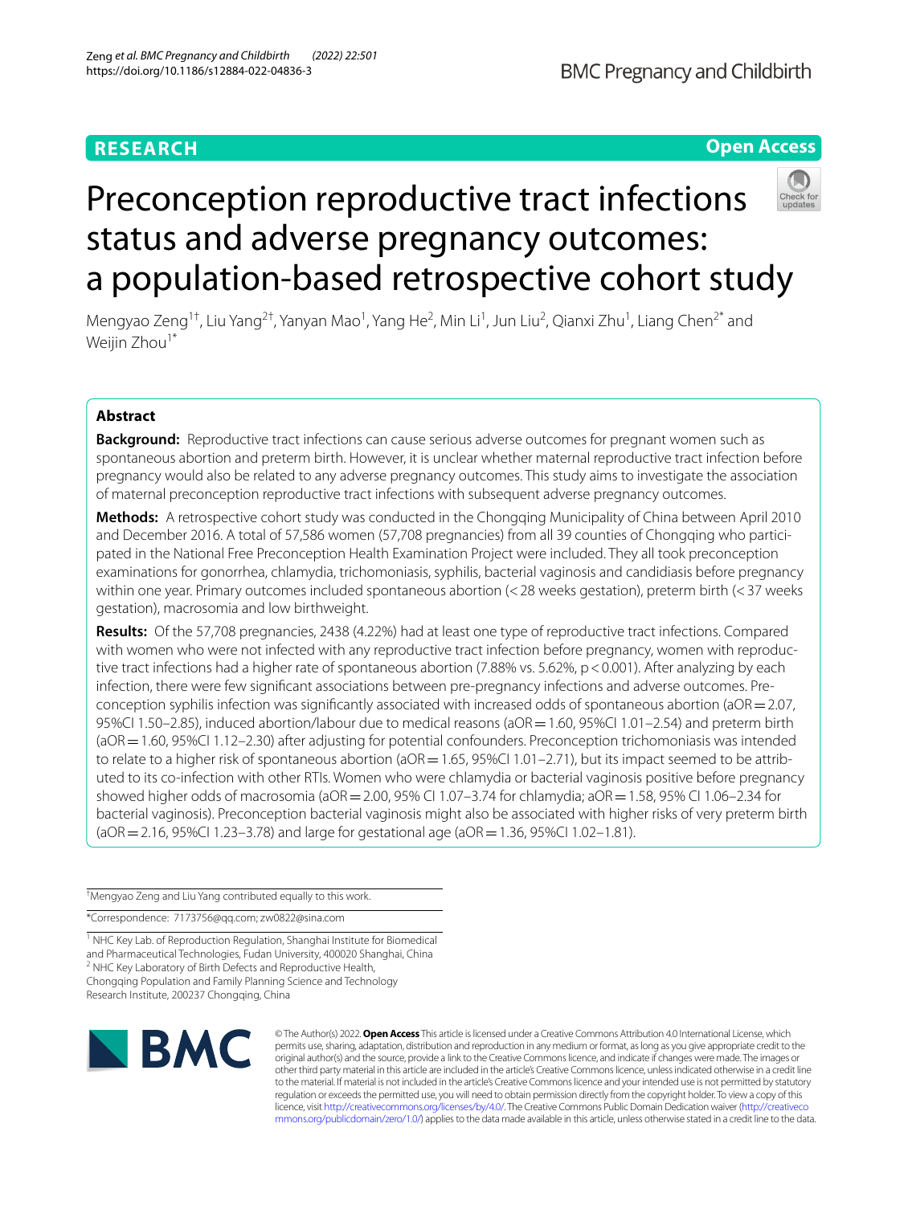RESEARCH

Open Access

# Preconception reproductive tract infections status and adverse pregnancy outcomes: a population-based retrospective cohort study

Mengyao Zeng[1†], Liu Yang[2†], Yanyan Mao[1], Yang He[2], Min Li[1], Jun Liu[2], Qianxi Zhu[1], Liang Chen[2*] and Weijin Zhou[1*]

## Abstract

**Background:** Reproductive tract infections can cause serious adverse outcomes for pregnant women such as spontaneous abortion and preterm birth. However, it is unclear whether maternal reproductive tract infection before pregnancy would also be related to any adverse pregnancy outcomes. This study aims to investigate the association of maternal preconception reproductive tract infections with subsequent adverse pregnancy outcomes.

**Methods:** A retrospective cohort study was conducted in the Chongqing Municipality of China between April 2010 and December 2016. A total of 57,586 women (57,708 pregnancies) from all 39 counties of Chongqing who participated in the National Free Preconception Health Examination Project were included. They all took preconception examinations for gonorrhea, chlamydia, trichomoniasis, syphilis, bacterial vaginosis and candidiasis before pregnancy within one year. Primary outcomes included spontaneous abortion (<28 weeks gestation), preterm birth (<37 weeks gestation), macrosomia and low birthweight.

**Results:** Of the 57,708 pregnancies, 2438 (4.22%) had at least one type of reproductive tract infections. Compared with women who were not infected with any reproductive tract infection before pregnancy, women with reproductive tract infections had a higher rate of spontaneous abortion (7.88% vs. 5.62%, $p<0.001$). After analyzing by each infection, there were few significant associations between pre-pregnancy infections and adverse outcomes. Preconception syphilis infection was significantly associated with increased odds of spontaneous abortion (aOR = 2.07, 95%CI 1.50–2.85), induced abortion/labour due to medical reasons (aOR = 1.60, 95%CI 1.01–2.54) and preterm birth (aOR = 1.60, 95%CI 1.12–2.30) after adjusting for potential confounders. Preconception trichomoniasis was intended to relate to a higher risk of spontaneous abortion (aOR = 1.65, 95%CI 1.01–2.71), but its impact seemed to be attributed to its co-infection with other RTIs. Women who were chlamydia or bacterial vaginosis positive before pregnancy showed higher odds of macrosomia (aOR = 2.00, 95% CI 1.07–3.74 for chlamydia; aOR = 1.58, 95% CI 1.06–2.34 for bacterial vaginosis). Preconception bacterial vaginosis might also be associated with higher risks of very preterm birth (aOR = 2.16, 95%CI 1.23–3.78) and large for gestational age (aOR = 1.36, 95%CI 1.02–1.81).

[†]Mengyao Zeng and Liu Yang contributed equally to this work.

*Correspondence: 7173756@qq.com; zw0822@sina.com

[1] NHC Key Lab. of Reproduction Regulation, Shanghai Institute for Biomedical and Pharmaceutical Technologies, Fudan University, 400020 Shanghai, China
[2] NHC Key Laboratory of Birth Defects and Reproductive Health, Chongqing Population and Family Planning Science and Technology Research Institute, 200237 Chongqing, China

© The Author(s) 2022. **Open Access** This article is licensed under a Creative Commons Attribution 4.0 International License, which permits use, sharing, adaptation, distribution and reproduction in any medium or format, as long as you give appropriate credit to the original author(s) and the source, provide a link to the Creative Commons licence, and indicate if changes were made. The images or other third party material in this article are included in the article's Creative Commons licence, unless indicated otherwise in a credit line to the material. If material is not included in the article's Creative Commons licence and your intended use is not permitted by statutory regulation or exceeds the permitted use, you will need to obtain permission directly from the copyright holder. To view a copy of this licence, visit http://creativecommons.org/licenses/by/4.0/. The Creative Commons Public Domain Dedication waiver (http://creativecommons.org/publicdomain/zero/1.0/) applies to the data made available in this article, unless otherwise stated in a credit line to the data.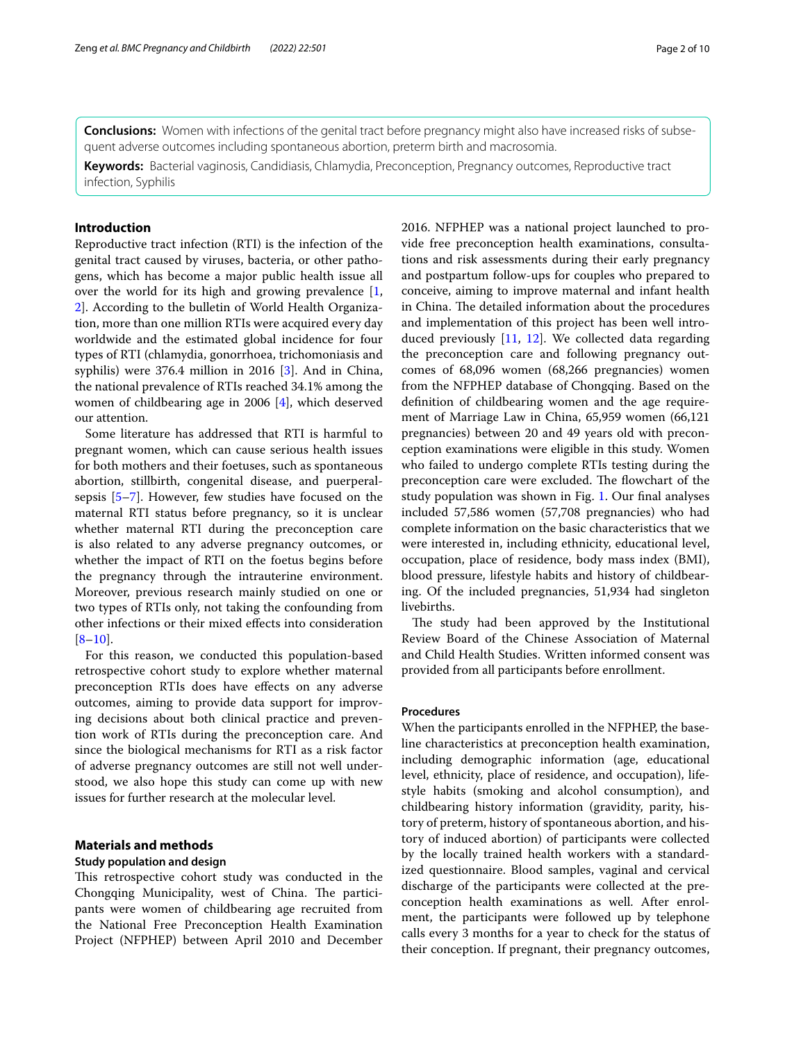**Conclusions:** Women with infections of the genital tract before pregnancy might also have increased risks of subsequent adverse outcomes including spontaneous abortion, preterm birth and macrosomia.

**Keywords:** Bacterial vaginosis, Candidiasis, Chlamydia, Preconception, Pregnancy outcomes, Reproductive tract infection, Syphilis

## Introduction

Reproductive tract infection (RTI) is the infection of the genital tract caused by viruses, bacteria, or other pathogens, which has become a major public health issue all over the world for its high and growing prevalence [1, 2]. According to the bulletin of World Health Organization, more than one million RTIs were acquired every day worldwide and the estimated global incidence for four types of RTI (chlamydia, gonorrhoea, trichomoniasis and syphilis) were 376.4 million in 2016 [3]. And in China, the national prevalence of RTIs reached 34.1% among the women of childbearing age in 2006 [4], which deserved our attention.

Some literature has addressed that RTI is harmful to pregnant women, which can cause serious health issues for both mothers and their foetuses, such as spontaneous abortion, stillbirth, congenital disease, and puerperal-sepsis [5–7]. However, few studies have focused on the maternal RTI status before pregnancy, so it is unclear whether maternal RTI during the preconception care is also related to any adverse pregnancy outcomes, or whether the impact of RTI on the foetus begins before the pregnancy through the intrauterine environment. Moreover, previous research mainly studied on one or two types of RTIs only, not taking the confounding from other infections or their mixed effects into consideration [8–10].

For this reason, we conducted this population-based retrospective cohort study to explore whether maternal preconception RTIs does have effects on any adverse outcomes, aiming to provide data support for improving decisions about both clinical practice and prevention work of RTIs during the preconception care. And since the biological mechanisms for RTI as a risk factor of adverse pregnancy outcomes are still not well understood, we also hope this study can come up with new issues for further research at the molecular level.

## Materials and methods

### Study population and design

This retrospective cohort study was conducted in the Chongqing Municipality, west of China. The participants were women of childbearing age recruited from the National Free Preconception Health Examination Project (NFPHEP) between April 2010 and December 2016. NFPHEP was a national project launched to provide free preconception health examinations, consultations and risk assessments during their early pregnancy and postpartum follow-ups for couples who prepared to conceive, aiming to improve maternal and infant health in China. The detailed information about the procedures and implementation of this project has been well introduced previously [11, 12]. We collected data regarding the preconception care and following pregnancy outcomes of 68,096 women (68,266 pregnancies) women from the NFPHEP database of Chongqing. Based on the definition of childbearing women and the age requirement of Marriage Law in China, 65,959 women (66,121 pregnancies) between 20 and 49 years old with preconception examinations were eligible in this study. Women who failed to undergo complete RTIs testing during the preconception care were excluded. The flowchart of the study population was shown in Fig. 1. Our final analyses included 57,586 women (57,708 pregnancies) who had complete information on the basic characteristics that we were interested in, including ethnicity, educational level, occupation, place of residence, body mass index (BMI), blood pressure, lifestyle habits and history of childbearing. Of the included pregnancies, 51,934 had singleton livebirths.

The study had been approved by the Institutional Review Board of the Chinese Association of Maternal and Child Health Studies. Written informed consent was provided from all participants before enrollment.

### Procedures

When the participants enrolled in the NFPHEP, the baseline characteristics at preconception health examination, including demographic information (age, educational level, ethnicity, place of residence, and occupation), lifestyle habits (smoking and alcohol consumption), and childbearing history information (gravidity, parity, history of preterm, history of spontaneous abortion, and history of induced abortion) of participants were collected by the locally trained health workers with a standardized questionnaire. Blood samples, vaginal and cervical discharge of the participants were collected at the preconception health examinations as well. After enrolment, the participants were followed up by telephone calls every 3 months for a year to check for the status of their conception. If pregnant, their pregnancy outcomes,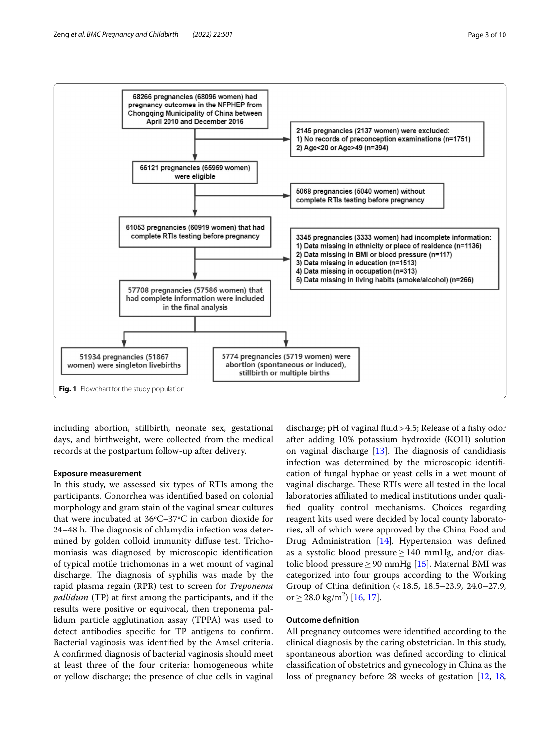68266 pregnancies (68096 women) had pregnancy outcomes in the NFPHEP from Chongqing Municipality of China between April 2010 and December 2016

→ 2145 pregnancies (2137 women) were excluded:
1) No records of preconception examinations (n=1751)
2) Age<20 or Age>49 (n=394)

66121 pregnancies (65959 women) were eligible

→ 5068 pregnancies (5040 women) without complete RTIs testing before pregnancy

61053 pregnancies (60919 women) that had complete RTIs testing before pregnancy

→ 3345 pregnancies (3333 women) had incomplete information:
1) Data missing in ethnicity or place of residence (n=1136)
2) Data missing in BMI or blood pressure (n=117)
3) Data missing in education (n=1513)
4) Data missing in occupation (n=313)
5) Data missing in living habits (smoke/alcohol) (n=266)

57708 pregnancies (57586 women) that had complete information were included in the final analysis

51934 pregnancies (51867 women) were singleton livebirths | 5774 pregnancies (5719 women) were abortion (spontaneous or induced), stillbirth or multiple births

**Fig. 1** Flowchart for the study population

including abortion, stillbirth, neonate sex, gestational days, and birthweight, were collected from the medical records at the postpartum follow-up after delivery.

### Exposure measurement

In this study, we assessed six types of RTIs among the participants. Gonorrhea was identified based on colonial morphology and gram stain of the vaginal smear cultures that were incubated at 36°C–37°C in carbon dioxide for 24–48 h. The diagnosis of chlamydia infection was determined by golden colloid immunity diffuse test. Trichomoniasis was diagnosed by microscopic identification of typical motile trichomonas in a wet mount of vaginal discharge. The diagnosis of syphilis was made by the rapid plasma regain (RPR) test to screen for *Treponema pallidum* (TP) at first among the participants, and if the results were positive or equivocal, then treponema pallidum particle agglutination assay (TPPA) was used to detect antibodies specific for TP antigens to confirm. Bacterial vaginosis was identified by the Amsel criteria. A confirmed diagnosis of bacterial vaginosis should meet at least three of the four criteria: homogeneous white or yellow discharge; the presence of clue cells in vaginal discharge; pH of vaginal fluid > 4.5; Release of a fishy odor after adding 10% potassium hydroxide (KOH) solution on vaginal discharge [13]. The diagnosis of candidiasis infection was determined by the microscopic identification of fungal hyphae or yeast cells in a wet mount of vaginal discharge. These RTIs were all tested in the local laboratories affiliated to medical institutions under qualified quality control mechanisms. Choices regarding reagent kits used were decided by local county laboratories, all of which were approved by the China Food and Drug Administration [14]. Hypertension was defined as a systolic blood pressure ≥ 140 mmHg, and/or diastolic blood pressure ≥ 90 mmHg [15]. Maternal BMI was categorized into four groups according to the Working Group of China definition (< 18.5, 18.5–23.9, 24.0–27.9, or ≥ 28.0 kg/m$^2$) [16, 17].

### Outcome definition

All pregnancy outcomes were identified according to the clinical diagnosis by the caring obstetrician. In this study, spontaneous abortion was defined according to clinical classification of obstetrics and gynecology in China as the loss of pregnancy before 28 weeks of gestation [12, 18,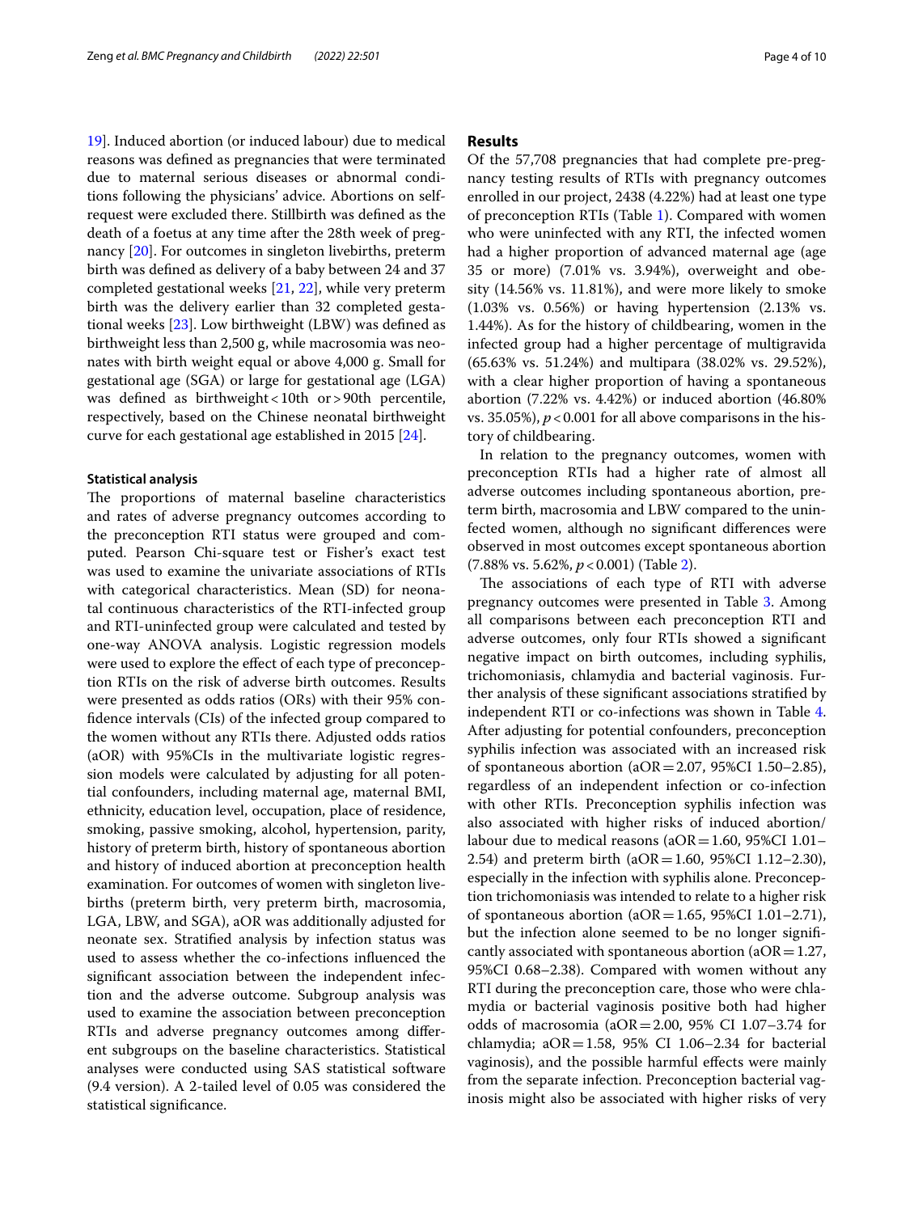19]. Induced abortion (or induced labour) due to medical reasons was defined as pregnancies that were terminated due to maternal serious diseases or abnormal conditions following the physicians' advice. Abortions on self-request were excluded there. Stillbirth was defined as the death of a foetus at any time after the 28th week of pregnancy [20]. For outcomes in singleton livebirths, preterm birth was defined as delivery of a baby between 24 and 37 completed gestational weeks [21, 22], while very preterm birth was the delivery earlier than 32 completed gestational weeks [23]. Low birthweight (LBW) was defined as birthweight less than 2,500 g, while macrosomia was neonates with birth weight equal or above 4,000 g. Small for gestational age (SGA) or large for gestational age (LGA) was defined as birthweight < 10th or > 90th percentile, respectively, based on the Chinese neonatal birthweight curve for each gestational age established in 2015 [24].

#### Statistical analysis

The proportions of maternal baseline characteristics and rates of adverse pregnancy outcomes according to the preconception RTI status were grouped and computed. Pearson Chi-square test or Fisher's exact test was used to examine the univariate associations of RTIs with categorical characteristics. Mean (SD) for neonatal continuous characteristics of the RTI-infected group and RTI-uninfected group were calculated and tested by one-way ANOVA analysis. Logistic regression models were used to explore the effect of each type of preconception RTIs on the risk of adverse birth outcomes. Results were presented as odds ratios (ORs) with their 95% confidence intervals (CIs) of the infected group compared to the women without any RTIs there. Adjusted odds ratios (aOR) with 95%CIs in the multivariate logistic regression models were calculated by adjusting for all potential confounders, including maternal age, maternal BMI, ethnicity, education level, occupation, place of residence, smoking, passive smoking, alcohol, hypertension, parity, history of preterm birth, history of spontaneous abortion and history of induced abortion at preconception health examination. For outcomes of women with singleton livebirths (preterm birth, very preterm birth, macrosomia, LGA, LBW, and SGA), aOR was additionally adjusted for neonate sex. Stratified analysis by infection status was used to assess whether the co-infections influenced the significant association between the independent infection and the adverse outcome. Subgroup analysis was used to examine the association between preconception RTIs and adverse pregnancy outcomes among different subgroups on the baseline characteristics. Statistical analyses were conducted using SAS statistical software (9.4 version). A 2-tailed level of 0.05 was considered the statistical significance.

## Results

Of the 57,708 pregnancies that had complete pre-pregnancy testing results of RTIs with pregnancy outcomes enrolled in our project, 2438 (4.22%) had at least one type of preconception RTIs (Table 1). Compared with women who were uninfected with any RTI, the infected women had a higher proportion of advanced maternal age (age 35 or more) (7.01% vs. 3.94%), overweight and obesity (14.56% vs. 11.81%), and were more likely to smoke (1.03% vs. 0.56%) or having hypertension (2.13% vs. 1.44%). As for the history of childbearing, women in the infected group had a higher percentage of multigravida (65.63% vs. 51.24%) and multipara (38.02% vs. 29.52%), with a clear higher proportion of having a spontaneous abortion (7.22% vs. 4.42%) or induced abortion (46.80% vs. 35.05%), $p < 0.001$ for all above comparisons in the history of childbearing.

In relation to the pregnancy outcomes, women with preconception RTIs had a higher rate of almost all adverse outcomes including spontaneous abortion, preterm birth, macrosomia and LBW compared to the uninfected women, although no significant differences were observed in most outcomes except spontaneous abortion (7.88% vs. 5.62%, $p < 0.001$) (Table 2).

The associations of each type of RTI with adverse pregnancy outcomes were presented in Table 3. Among all comparisons between each preconception RTI and adverse outcomes, only four RTIs showed a significant negative impact on birth outcomes, including syphilis, trichomoniasis, chlamydia and bacterial vaginosis. Further analysis of these significant associations stratified by independent RTI or co-infections was shown in Table 4. After adjusting for potential confounders, preconception syphilis infection was associated with an increased risk of spontaneous abortion (aOR = 2.07, 95%CI 1.50–2.85), regardless of an independent infection or co-infection with other RTIs. Preconception syphilis infection was also associated with higher risks of induced abortion/labour due to medical reasons (aOR = 1.60, 95%CI 1.01–2.54) and preterm birth (aOR = 1.60, 95%CI 1.12–2.30), especially in the infection with syphilis alone. Preconception trichomoniasis was intended to relate to a higher risk of spontaneous abortion (aOR = 1.65, 95%CI 1.01–2.71), but the infection alone seemed to be no longer significantly associated with spontaneous abortion (aOR = 1.27, 95%CI 0.68–2.38). Compared with women without any RTI during the preconception care, those who were chlamydia or bacterial vaginosis positive both had higher odds of macrosomia (aOR = 2.00, 95% CI 1.07–3.74 for chlamydia; aOR = 1.58, 95% CI 1.06–2.34 for bacterial vaginosis), and the possible harmful effects were mainly from the separate infection. Preconception bacterial vaginosis might also be associated with higher risks of very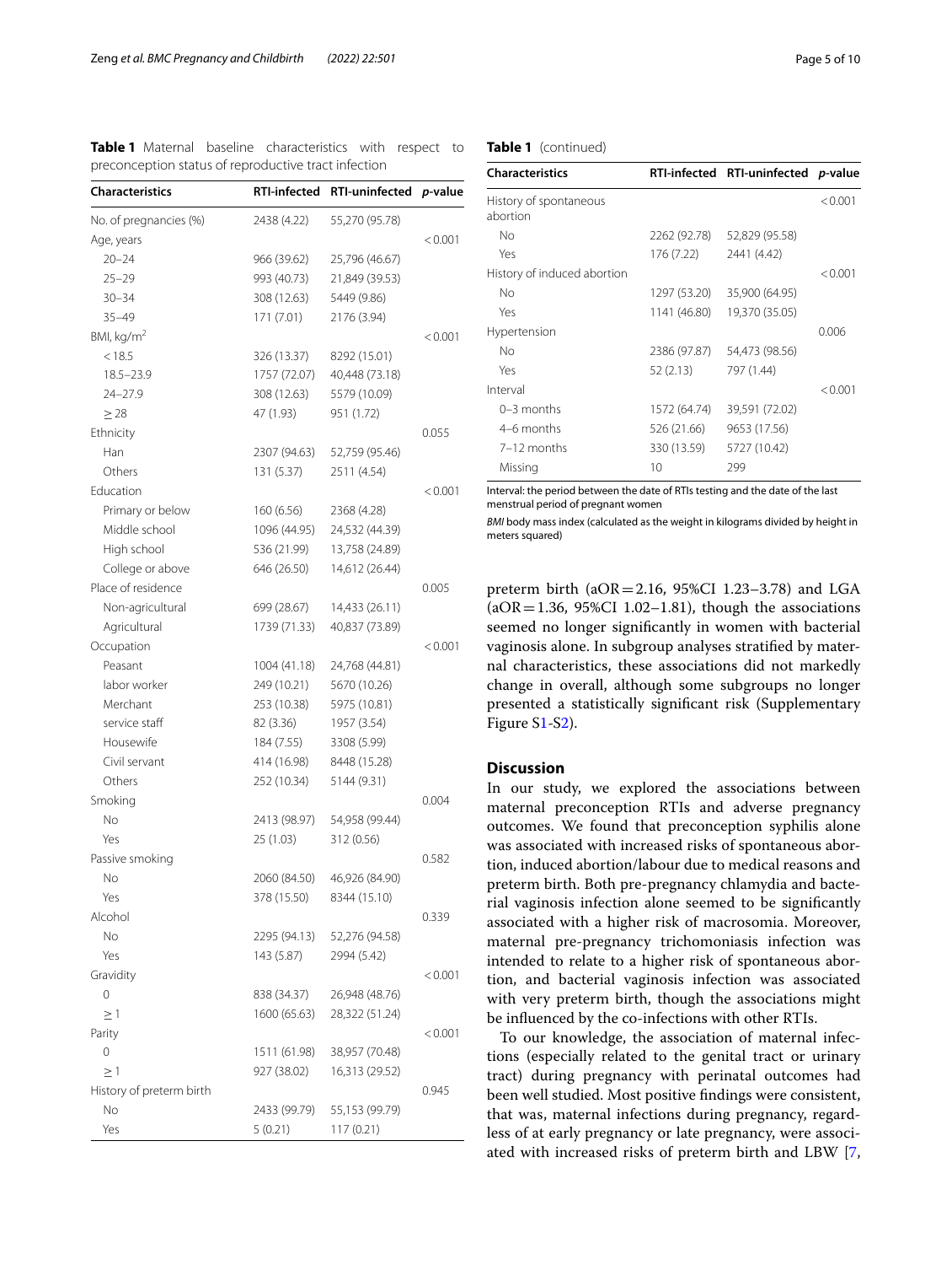**Table 1** Maternal baseline characteristics with respect to preconception status of reproductive tract infection

| Characteristics | RTI-infected | RTI-uninfected | *p*-value |
|---|---|---|---|
| No. of pregnancies (%) | 2438 (4.22) | 55,270 (95.78) | |
| Age, years | | | < 0.001 |
| 20–24 | 966 (39.62) | 25,796 (46.67) | |
| 25–29 | 993 (40.73) | 21,849 (39.53) | |
| 30–34 | 308 (12.63) | 5449 (9.86) | |
| 35–49 | 171 (7.01) | 2176 (3.94) | |
| BMI, kg/m$^2$ | | | < 0.001 |
| < 18.5 | 326 (13.37) | 8292 (15.01) | |
| 18.5–23.9 | 1757 (72.07) | 40,448 (73.18) | |
| 24–27.9 | 308 (12.63) | 5579 (10.09) | |
| ≥ 28 | 47 (1.93) | 951 (1.72) | |
| Ethnicity | | | 0.055 |
| Han | 2307 (94.63) | 52,759 (95.46) | |
| Others | 131 (5.37) | 2511 (4.54) | |
| Education | | | < 0.001 |
| Primary or below | 160 (6.56) | 2368 (4.28) | |
| Middle school | 1096 (44.95) | 24,532 (44.39) | |
| High school | 536 (21.99) | 13,758 (24.89) | |
| College or above | 646 (26.50) | 14,612 (26.44) | |
| Place of residence | | | 0.005 |
| Non-agricultural | 699 (28.67) | 14,433 (26.11) | |
| Agricultural | 1739 (71.33) | 40,837 (73.89) | |
| Occupation | | | < 0.001 |
| Peasant | 1004 (41.18) | 24,768 (44.81) | |
| labor worker | 249 (10.21) | 5670 (10.26) | |
| Merchant | 253 (10.38) | 5975 (10.81) | |
| service staff | 82 (3.36) | 1957 (3.54) | |
| Housewife | 184 (7.55) | 3308 (5.99) | |
| Civil servant | 414 (16.98) | 8448 (15.28) | |
| Others | 252 (10.34) | 5144 (9.31) | |
| Smoking | | | 0.004 |
| No | 2413 (98.97) | 54,958 (99.44) | |
| Yes | 25 (1.03) | 312 (0.56) | |
| Passive smoking | | | 0.582 |
| No | 2060 (84.50) | 46,926 (84.90) | |
| Yes | 378 (15.50) | 8344 (15.10) | |
| Alcohol | | | 0.339 |
| No | 2295 (94.13) | 52,276 (94.58) | |
| Yes | 143 (5.87) | 2994 (5.42) | |
| Gravidity | | | < 0.001 |
| 0 | 838 (34.37) | 26,948 (48.76) | |
| ≥ 1 | 1600 (65.63) | 28,322 (51.24) | |
| Parity | | | < 0.001 |
| 0 | 1511 (61.98) | 38,957 (70.48) | |
| ≥ 1 | 927 (38.02) | 16,313 (29.52) | |
| History of preterm birth | | | 0.945 |
| No | 2433 (99.79) | 55,153 (99.79) | |
| Yes | 5 (0.21) | 117 (0.21) | |
| History of spontaneous abortion | | | < 0.001 |
| No | 2262 (92.78) | 52,829 (95.58) | |
| Yes | 176 (7.22) | 2441 (4.42) | |
| History of induced abortion | | | < 0.001 |
| No | 1297 (53.20) | 35,900 (64.95) | |
| Yes | 1141 (46.80) | 19,370 (35.05) | |
| Hypertension | | | 0.006 |
| No | 2386 (97.87) | 54,473 (98.56) | |
| Yes | 52 (2.13) | 797 (1.44) | |
| Interval | | | < 0.001 |
| 0–3 months | 1572 (64.74) | 39,591 (72.02) | |
| 4–6 months | 526 (21.66) | 9653 (17.56) | |
| 7–12 months | 330 (13.59) | 5727 (10.42) | |
| Missing | 10 | 299 | |

Interval: the period between the date of RTIs testing and the date of the last menstrual period of pregnant women

*BMI* body mass index (calculated as the weight in kilograms divided by height in meters squared)

preterm birth (aOR = 2.16, 95%CI 1.23–3.78) and LGA (aOR = 1.36, 95%CI 1.02–1.81), though the associations seemed no longer significantly in women with bacterial vaginosis alone. In subgroup analyses stratified by maternal characteristics, these associations did not markedly change in overall, although some subgroups no longer presented a statistically significant risk (Supplementary Figure S1-S2).

## Discussion

In our study, we explored the associations between maternal preconception RTIs and adverse pregnancy outcomes. We found that preconception syphilis alone was associated with increased risks of spontaneous abortion, induced abortion/labour due to medical reasons and preterm birth. Both pre-pregnancy chlamydia and bacterial vaginosis infection alone seemed to be significantly associated with a higher risk of macrosomia. Moreover, maternal pre-pregnancy trichomoniasis infection was intended to relate to a higher risk of spontaneous abortion, and bacterial vaginosis infection was associated with very preterm birth, though the associations might be influenced by the co-infections with other RTIs.

To our knowledge, the association of maternal infections (especially related to the genital tract or urinary tract) during pregnancy with perinatal outcomes had been well studied. Most positive findings were consistent, that was, maternal infections during pregnancy, regardless of at early pregnancy or late pregnancy, were associated with increased risks of preterm birth and LBW [7,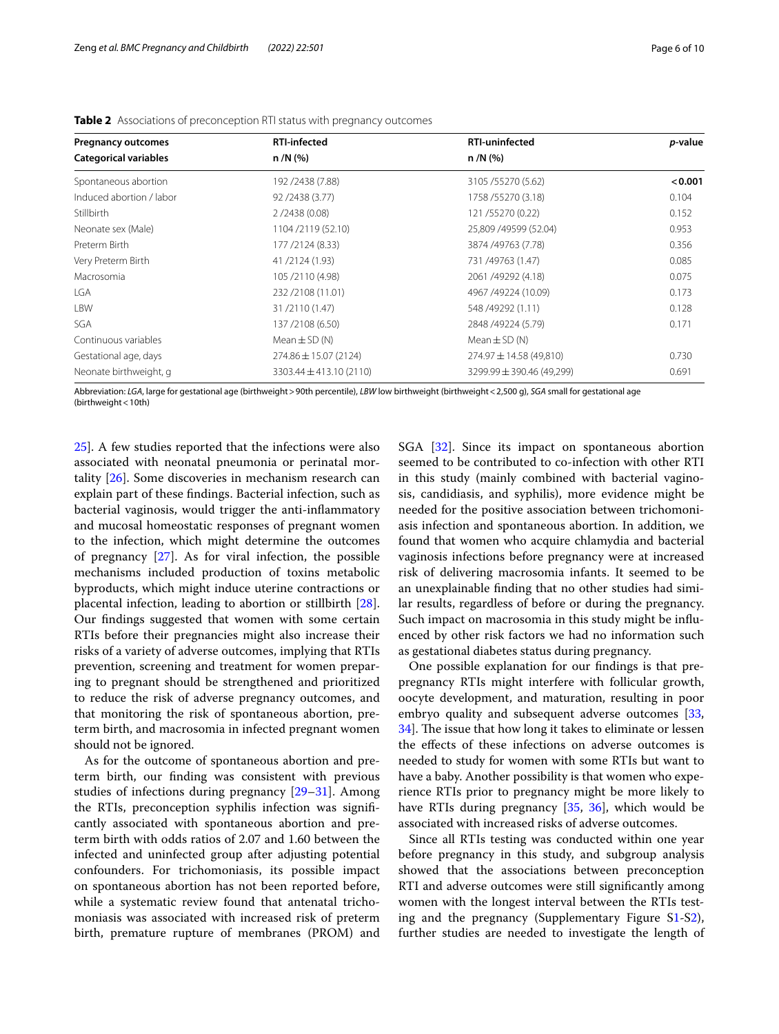**Table 2** Associations of preconception RTI status with pregnancy outcomes

| Pregnancy outcomes | RTI-infected | RTI-uninfected | *p*-value |
|---|---|---|---|
| **Categorical variables** | **n /N (%)** | **n /N (%)** | |
| Spontaneous abortion | 192 /2438 (7.88) | 3105 /55270 (5.62) | **< 0.001** |
| Induced abortion / labor | 92 /2438 (3.77) | 1758 /55270 (3.18) | 0.104 |
| Stillbirth | 2 /2438 (0.08) | 121 /55270 (0.22) | 0.152 |
| Neonate sex (Male) | 1104 /2119 (52.10) | 25,809 /49599 (52.04) | 0.953 |
| Preterm Birth | 177 /2124 (8.33) | 3874 /49763 (7.78) | 0.356 |
| Very Preterm Birth | 41 /2124 (1.93) | 731 /49763 (1.47) | 0.085 |
| Macrosomia | 105 /2110 (4.98) | 2061 /49292 (4.18) | 0.075 |
| LGA | 232 /2108 (11.01) | 4967 /49224 (10.09) | 0.173 |
| LBW | 31 /2110 (1.47) | 548 /49292 (1.11) | 0.128 |
| SGA | 137 /2108 (6.50) | 2848 /49224 (5.79) | 0.171 |
| Continuous variables | Mean ± SD (N) | Mean ± SD (N) | |
| Gestational age, days | 274.86 ± 15.07 (2124) | 274.97 ± 14.58 (49,810) | 0.730 |
| Neonate birthweight, g | 3303.44 ± 413.10 (2110) | 3299.99 ± 390.46 (49,299) | 0.691 |

Abbreviation: *LGA*, large for gestational age (birthweight > 90th percentile), *LBW* low birthweight (birthweight < 2,500 g), *SGA* small for gestational age (birthweight < 10th)

25]. A few studies reported that the infections were also associated with neonatal pneumonia or perinatal mortality [26]. Some discoveries in mechanism research can explain part of these findings. Bacterial infection, such as bacterial vaginosis, would trigger the anti-inflammatory and mucosal homeostatic responses of pregnant women to the infection, which might determine the outcomes of pregnancy [27]. As for viral infection, the possible mechanisms included production of toxins metabolic byproducts, which might induce uterine contractions or placental infection, leading to abortion or stillbirth [28]. Our findings suggested that women with some certain RTIs before their pregnancies might also increase their risks of a variety of adverse outcomes, implying that RTIs prevention, screening and treatment for women preparing to pregnant should be strengthened and prioritized to reduce the risk of adverse pregnancy outcomes, and that monitoring the risk of spontaneous abortion, preterm birth, and macrosomia in infected pregnant women should not be ignored.

As for the outcome of spontaneous abortion and preterm birth, our finding was consistent with previous studies of infections during pregnancy [29–31]. Among the RTIs, preconception syphilis infection was significantly associated with spontaneous abortion and preterm birth with odds ratios of 2.07 and 1.60 between the infected and uninfected group after adjusting potential confounders. For trichomoniasis, its possible impact on spontaneous abortion has not been reported before, while a systematic review found that antenatal trichomoniasis was associated with increased risk of preterm birth, premature rupture of membranes (PROM) and SGA [32]. Since its impact on spontaneous abortion seemed to be contributed to co-infection with other RTI in this study (mainly combined with bacterial vaginosis, candidiasis, and syphilis), more evidence might be needed for the positive association between trichomoniasis infection and spontaneous abortion. In addition, we found that women who acquire chlamydia and bacterial vaginosis infections before pregnancy were at increased risk of delivering macrosomia infants. It seemed to be an unexplainable finding that no other studies had similar results, regardless of before or during the pregnancy. Such impact on macrosomia in this study might be influenced by other risk factors we had no information such as gestational diabetes status during pregnancy.

One possible explanation for our findings is that pre-pregnancy RTIs might interfere with follicular growth, oocyte development, and maturation, resulting in poor embryo quality and subsequent adverse outcomes [33, 34]. The issue that how long it takes to eliminate or lessen the effects of these infections on adverse outcomes is needed to study for women with some RTIs but want to have a baby. Another possibility is that women who experience RTIs prior to pregnancy might be more likely to have RTIs during pregnancy [35, 36], which would be associated with increased risks of adverse outcomes.

Since all RTIs testing was conducted within one year before pregnancy in this study, and subgroup analysis showed that the associations between preconception RTI and adverse outcomes were still significantly among women with the longest interval between the RTIs testing and the pregnancy (Supplementary Figure S1-S2), further studies are needed to investigate the length of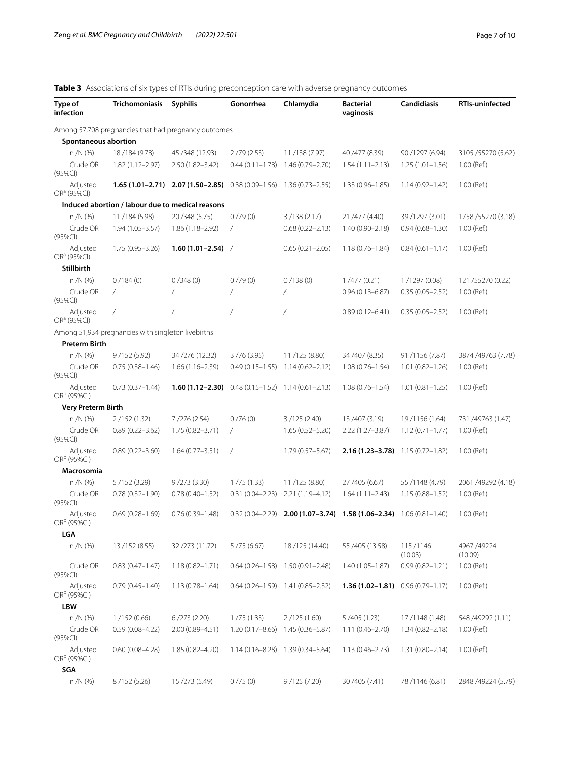**Table 3** Associations of six types of RTIs during preconception care with adverse pregnancy outcomes

| Type of infection | Trichomoniasis | Syphilis | Gonorrhea | Chlamydia | Bacterial vaginosis | Candidiasis | RTIs-uninfected |
|---|---|---|---|---|---|---|---|
| Among 57,708 pregnancies that had pregnancy outcomes | | | | | | | |
| **Spontaneous abortion** | | | | | | | |
| n /N (%) | 18 /184 (9.78) | 45 /348 (12.93) | 2 /79 (2.53) | 11 /138 (7.97) | 40 /477 (8.39) | 90 /1297 (6.94) | 3105 /55270 (5.62) |
| Crude OR (95%CI) | 1.82 (1.12–2.97) | 2.50 (1.82–3.42) | 0.44 (0.11–1.78) | 1.46 (0.79–2.70) | 1.54 (1.11–2.13) | 1.25 (1.01–1.56) | 1.00 (Ref.) |
| Adjusted OR[a] (95%CI) | **1.65 (1.01–2.71)** | **2.07 (1.50–2.85)** | 0.38 (0.09–1.56) | 1.36 (0.73–2.55) | 1.33 (0.96–1.85) | 1.14 (0.92–1.42) | 1.00 (Ref.) |
| **Induced abortion / labour due to medical reasons** | | | | | | | |
| n /N (%) | 11 /184 (5.98) | 20 /348 (5.75) | 0 /79 (0) | 3 /138 (2.17) | 21 /477 (4.40) | 39 /1297 (3.01) | 1758 /55270 (3.18) |
| Crude OR (95%CI) | 1.94 (1.05–3.57) | 1.86 (1.18–2.92) | / | 0.68 (0.22–2.13) | 1.40 (0.90–2.18) | 0.94 (0.68–1.30) | 1.00 (Ref.) |
| Adjusted OR[a] (95%CI) | 1.75 (0.95–3.26) | **1.60 (1.01–2.54)** | / | 0.65 (0.21–2.05) | 1.18 (0.76–1.84) | 0.84 (0.61–1.17) | 1.00 (Ref.) |
| **Stillbirth** | | | | | | | |
| n /N (%) | 0 /184 (0) | 0 /348 (0) | 0 /79 (0) | 0 /138 (0) | 1 /477 (0.21) | 1 /1297 (0.08) | 121 /55270 (0.22) |
| Crude OR (95%CI) | / | / | / | / | 0.96 (0.13–6.87) | 0.35 (0.05–2.52) | 1.00 (Ref.) |
| Adjusted OR[a] (95%CI) | / | / | / | / | 0.89 (0.12–6.41) | 0.35 (0.05–2.52) | 1.00 (Ref.) |
| Among 51,934 pregnancies with singleton livebirths | | | | | | | |
| **Preterm Birth** | | | | | | | |
| n /N (%) | 9 /152 (5.92) | 34 /276 (12.32) | 3 /76 (3.95) | 11 /125 (8.80) | 34 /407 (8.35) | 91 /1156 (7.87) | 3874 /49763 (7.78) |
| Crude OR (95%CI) | 0.75 (0.38–1.46) | 1.66 (1.16–2.39) | 0.49 (0.15–1.55) | 1.14 (0.62–2.12) | 1.08 (0.76–1.54) | 1.01 (0.82–1.26) | 1.00 (Ref.) |
| Adjusted OR[b] (95%CI) | 0.73 (0.37–1.44) | **1.60 (1.12–2.30)** | 0.48 (0.15–1.52) | 1.14 (0.61–2.13) | 1.08 (0.76–1.54) | 1.01 (0.81–1.25) | 1.00 (Ref.) |
| **Very Preterm Birth** | | | | | | | |
| n /N (%) | 2 /152 (1.32) | 7 /276 (2.54) | 0 /76 (0) | 3 /125 (2.40) | 13 /407 (3.19) | 19 /1156 (1.64) | 731 /49763 (1.47) |
| Crude OR (95%CI) | 0.89 (0.22–3.62) | 1.75 (0.82–3.71) | / | 1.65 (0.52–5.20) | 2.22 (1.27–3.87) | 1.12 (0.71–1.77) | 1.00 (Ref.) |
| Adjusted OR[b] (95%CI) | 0.89 (0.22–3.60) | 1.64 (0.77–3.51) | / | 1.79 (0.57–5.67) | **2.16 (1.23–3.78)** | 1.15 (0.72–1.82) | 1.00 (Ref.) |
| **Macrosomia** | | | | | | | |
| n /N (%) | 5 /152 (3.29) | 9 /273 (3.30) | 1 /75 (1.33) | 11 /125 (8.80) | 27 /405 (6.67) | 55 /1148 (4.79) | 2061 /49292 (4.18) |
| Crude OR (95%CI) | 0.78 (0.32–1.90) | 0.78 (0.40–1.52) | 0.31 (0.04–2.23) | 2.21 (1.19–4.12) | 1.64 (1.11–2.43) | 1.15 (0.88–1.52) | 1.00 (Ref.) |
| Adjusted OR[b] (95%CI) | 0.69 (0.28–1.69) | 0.76 (0.39–1.48) | 0.32 (0.04–2.29) | **2.00 (1.07–3.74)** | **1.58 (1.06–2.34)** | 1.06 (0.81–1.40) | 1.00 (Ref.) |
| **LGA** | | | | | | | |
| n /N (%) | 13 /152 (8.55) | 32 /273 (11.72) | 5 /75 (6.67) | 18 /125 (14.40) | 55 /405 (13.58) | 115 /1146 (10.03) | 4967 /49224 (10.09) |
| Crude OR (95%CI) | 0.83 (0.47–1.47) | 1.18 (0.82–1.71) | 0.64 (0.26–1.58) | 1.50 (0.91–2.48) | 1.40 (1.05–1.87) | 0.99 (0.82–1.21) | 1.00 (Ref.) |
| Adjusted OR[b] (95%CI) | 0.79 (0.45–1.40) | 1.13 (0.78–1.64) | 0.64 (0.26–1.59) | 1.41 (0.85–2.32) | **1.36 (1.02–1.81)** | 0.96 (0.79–1.17) | 1.00 (Ref.) |
| **LBW** | | | | | | | |
| n /N (%) | 1 /152 (0.66) | 6 /273 (2.20) | 1 /75 (1.33) | 2 /125 (1.60) | 5 /405 (1.23) | 17 /1148 (1.48) | 548 /49292 (1.11) |
| Crude OR (95%CI) | 0.59 (0.08–4.22) | 2.00 (0.89–4.51) | 1.20 (0.17–8.66) | 1.45 (0.36–5.87) | 1.11 (0.46–2.70) | 1.34 (0.82–2.18) | 1.00 (Ref.) |
| Adjusted OR[b] (95%CI) | 0.60 (0.08–4.28) | 1.85 (0.82–4.20) | 1.14 (0.16–8.28) | 1.39 (0.34–5.64) | 1.13 (0.46–2.73) | 1.31 (0.80–2.14) | 1.00 (Ref.) |
| **SGA** | | | | | | | |
| n /N (%) | 8 /152 (5.26) | 15 /273 (5.49) | 0 /75 (0) | 9 /125 (7.20) | 30 /405 (7.41) | 78 /1146 (6.81) | 2848 /49224 (5.79) |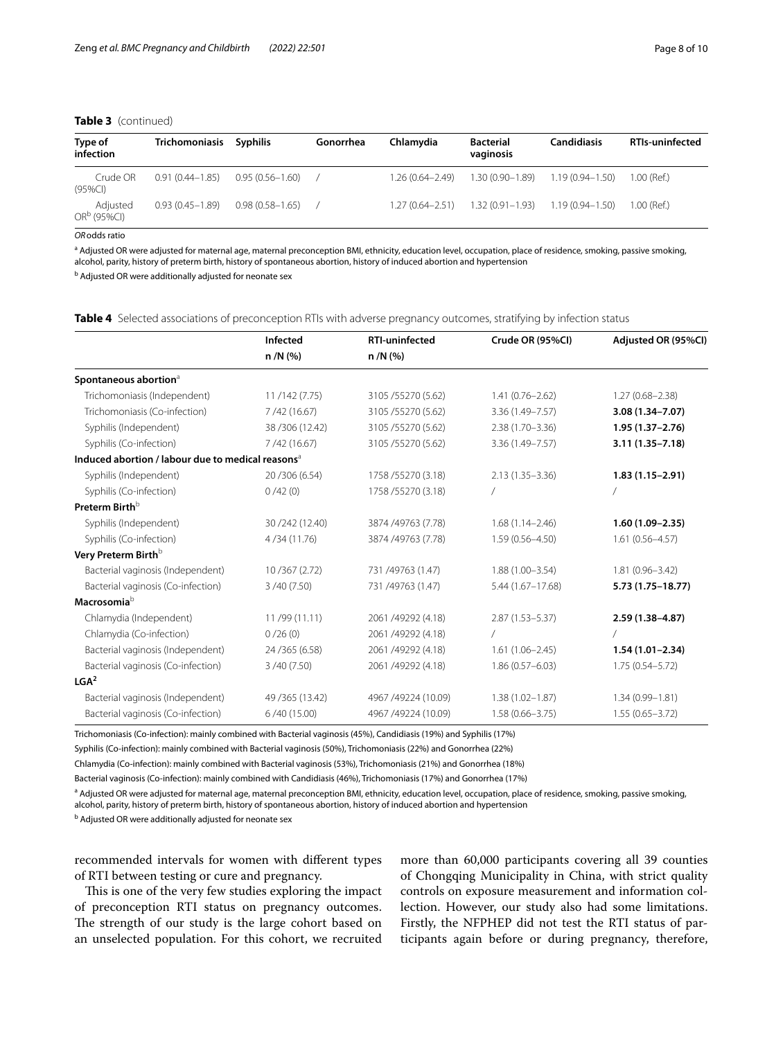**Table 3** (continued)

| Type of infection | Trichomoniasis | Syphilis | Gonorrhea | Chlamydia | Bacterial vaginosis | Candidiasis | RTIs-uninfected |
|---|---|---|---|---|---|---|---|
| Crude OR (95%CI) | 0.91 (0.44–1.85) | 0.95 (0.56–1.60) | / | 1.26 (0.64–2.49) | 1.30 (0.90–1.89) | 1.19 (0.94–1.50) | 1.00 (Ref.) |
| Adjusted OR[b] (95%CI) | 0.93 (0.45–1.89) | 0.98 (0.58–1.65) | / | 1.27 (0.64–2.51) | 1.32 (0.91–1.93) | 1.19 (0.94–1.50) | 1.00 (Ref.) |

*OR* odds ratio

[a] Adjusted OR were adjusted for maternal age, maternal preconception BMI, ethnicity, education level, occupation, place of residence, smoking, passive smoking, alcohol, parity, history of preterm birth, history of spontaneous abortion, history of induced abortion and hypertension

[b] Adjusted OR were additionally adjusted for neonate sex

**Table 4** Selected associations of preconception RTIs with adverse pregnancy outcomes, stratifying by infection status

| | Infected n /N (%) | RTI-uninfected n /N (%) | Crude OR (95%CI) | Adjusted OR (95%CI) |
|---|---|---|---|---|
| **Spontaneous abortion**[a] | | | | |
| Trichomoniasis (Independent) | 11 /142 (7.75) | 3105 /55270 (5.62) | 1.41 (0.76–2.62) | 1.27 (0.68–2.38) |
| Trichomoniasis (Co-infection) | 7 /42 (16.67) | 3105 /55270 (5.62) | 3.36 (1.49–7.57) | **3.08 (1.34–7.07)** |
| Syphilis (Independent) | 38 /306 (12.42) | 3105 /55270 (5.62) | 2.38 (1.70–3.36) | **1.95 (1.37–2.76)** |
| Syphilis (Co-infection) | 7 /42 (16.67) | 3105 /55270 (5.62) | 3.36 (1.49–7.57) | **3.11 (1.35–7.18)** |
| **Induced abortion / labour due to medical reasons**[a] | | | | |
| Syphilis (Independent) | 20 /306 (6.54) | 1758 /55270 (3.18) | 2.13 (1.35–3.36) | **1.83 (1.15–2.91)** |
| Syphilis (Co-infection) | 0 /42 (0) | 1758 /55270 (3.18) | / | / |
| **Preterm Birth**[b] | | | | |
| Syphilis (Independent) | 30 /242 (12.40) | 3874 /49763 (7.78) | 1.68 (1.14–2.46) | **1.60 (1.09–2.35)** |
| Syphilis (Co-infection) | 4 /34 (11.76) | 3874 /49763 (7.78) | 1.59 (0.56–4.50) | 1.61 (0.56–4.57) |
| **Very Preterm Birth**[b] | | | | |
| Bacterial vaginosis (Independent) | 10 /367 (2.72) | 731 /49763 (1.47) | 1.88 (1.00–3.54) | 1.81 (0.96–3.42) |
| Bacterial vaginosis (Co-infection) | 3 /40 (7.50) | 731 /49763 (1.47) | 5.44 (1.67–17.68) | **5.73 (1.75–18.77)** |
| **Macrosomia**[b] | | | | |
| Chlamydia (Independent) | 11 /99 (11.11) | 2061 /49292 (4.18) | 2.87 (1.53–5.37) | **2.59 (1.38–4.87)** |
| Chlamydia (Co-infection) | 0 /26 (0) | 2061 /49292 (4.18) | / | / |
| Bacterial vaginosis (Independent) | 24 /365 (6.58) | 2061 /49292 (4.18) | 1.61 (1.06–2.45) | **1.54 (1.01–2.34)** |
| Bacterial vaginosis (Co-infection) | 3 /40 (7.50) | 2061 /49292 (4.18) | 1.86 (0.57–6.03) | 1.75 (0.54–5.72) |
| **LGA**[2] | | | | |
| Bacterial vaginosis (Independent) | 49 /365 (13.42) | 4967 /49224 (10.09) | 1.38 (1.02–1.87) | 1.34 (0.99–1.81) |
| Bacterial vaginosis (Co-infection) | 6 /40 (15.00) | 4967 /49224 (10.09) | 1.58 (0.66–3.75) | 1.55 (0.65–3.72) |

Trichomoniasis (Co-infection): mainly combined with Bacterial vaginosis (45%), Candidiasis (19%) and Syphilis (17%)

Syphilis (Co-infection): mainly combined with Bacterial vaginosis (50%), Trichomoniasis (22%) and Gonorrhea (22%)

Chlamydia (Co-infection): mainly combined with Bacterial vaginosis (53%), Trichomoniasis (21%) and Gonorrhea (18%)

Bacterial vaginosis (Co-infection): mainly combined with Candidiasis (46%), Trichomoniasis (17%) and Gonorrhea (17%)

[a] Adjusted OR were adjusted for maternal age, maternal preconception BMI, ethnicity, education level, occupation, place of residence, smoking, passive smoking, alcohol, parity, history of preterm birth, history of spontaneous abortion, history of induced abortion and hypertension

[b] Adjusted OR were additionally adjusted for neonate sex

recommended intervals for women with different types of RTI between testing or cure and pregnancy.

This is one of the very few studies exploring the impact of preconception RTI status on pregnancy outcomes. The strength of our study is the large cohort based on an unselected population. For this cohort, we recruited more than 60,000 participants covering all 39 counties of Chongqing Municipality in China, with strict quality controls on exposure measurement and information collection. However, our study also had some limitations. Firstly, the NFPHEP did not test the RTI status of participants again before or during pregnancy, therefore,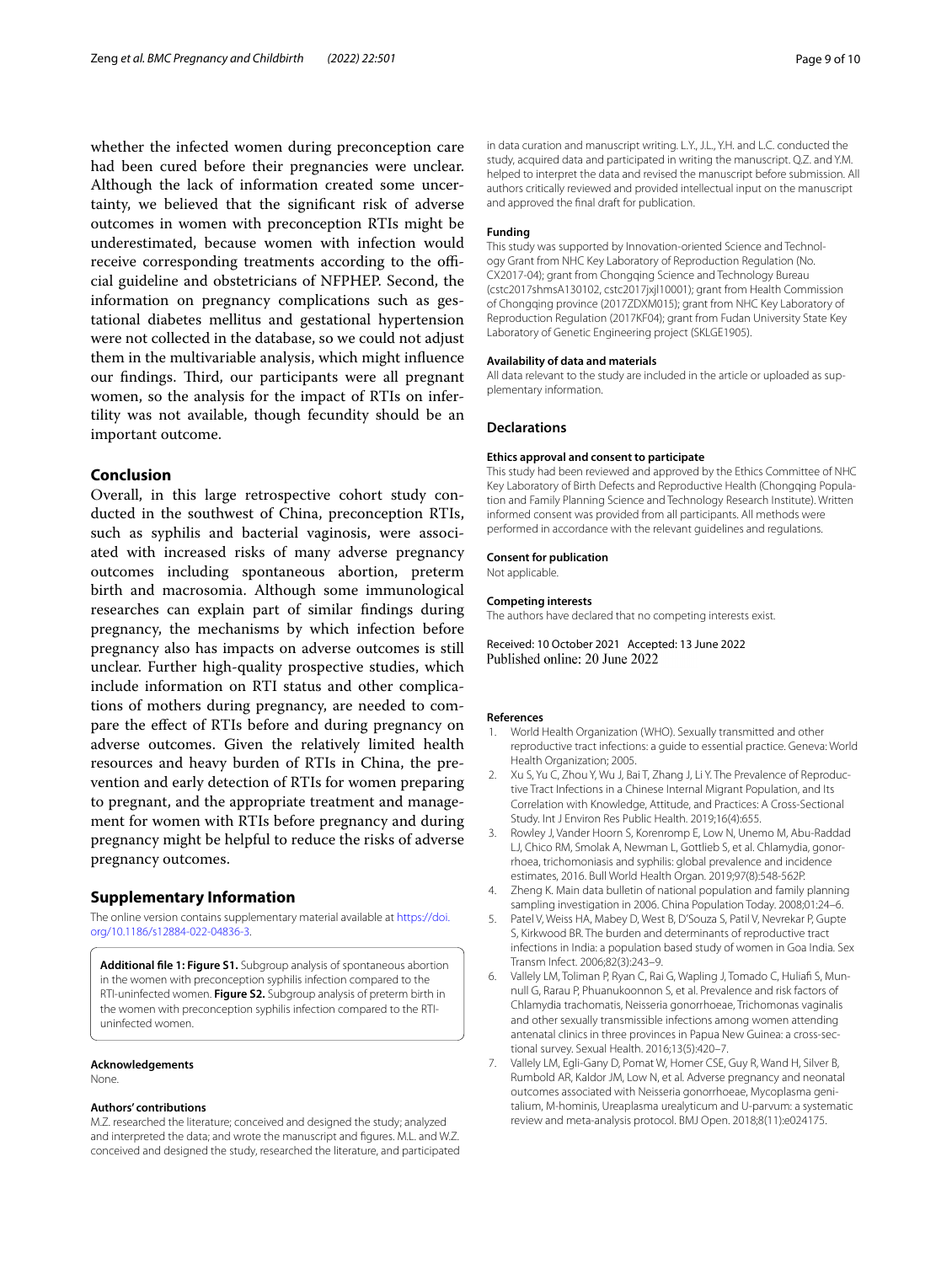whether the infected women during preconception care had been cured before their pregnancies were unclear. Although the lack of information created some uncertainty, we believed that the significant risk of adverse outcomes in women with preconception RTIs might be underestimated, because women with infection would receive corresponding treatments according to the official guideline and obstetricians of NFPHEP. Second, the information on pregnancy complications such as gestational diabetes mellitus and gestational hypertension were not collected in the database, so we could not adjust them in the multivariable analysis, which might influence our findings. Third, our participants were all pregnant women, so the analysis for the impact of RTIs on infertility was not available, though fecundity should be an important outcome.

## Conclusion

Overall, in this large retrospective cohort study conducted in the southwest of China, preconception RTIs, such as syphilis and bacterial vaginosis, were associated with increased risks of many adverse pregnancy outcomes including spontaneous abortion, preterm birth and macrosomia. Although some immunological researches can explain part of similar findings during pregnancy, the mechanisms by which infection before pregnancy also has impacts on adverse outcomes is still unclear. Further high-quality prospective studies, which include information on RTI status and other complications of mothers during pregnancy, are needed to compare the effect of RTIs before and during pregnancy on adverse outcomes. Given the relatively limited health resources and heavy burden of RTIs in China, the prevention and early detection of RTIs for women preparing to pregnant, and the appropriate treatment and management for women with RTIs before pregnancy and during pregnancy might be helpful to reduce the risks of adverse pregnancy outcomes.

## Supplementary Information

The online version contains supplementary material available at https://doi.org/10.1186/s12884-022-04836-3.

**Additional file 1: Figure S1.** Subgroup analysis of spontaneous abortion in the women with preconception syphilis infection compared to the RTI-uninfected women. **Figure S2.** Subgroup analysis of preterm birth in the women with preconception syphilis infection compared to the RTI-uninfected women.

#### Acknowledgements

None.

#### Authors' contributions

M.Z. researched the literature; conceived and designed the study; analyzed and interpreted the data; and wrote the manuscript and figures. M.L. and W.Z. conceived and designed the study, researched the literature, and participated in data curation and manuscript writing. L.Y., J.L., Y.H. and L.C. conducted the study, acquired data and participated in writing the manuscript. Q.Z. and Y.M. helped to interpret the data and revised the manuscript before submission. All authors critically reviewed and provided intellectual input on the manuscript and approved the final draft for publication.

#### Funding

This study was supported by Innovation-oriented Science and Technology Grant from NHC Key Laboratory of Reproduction Regulation (No. CX2017-04); grant from Chongqing Science and Technology Bureau (cstc2017shmsA130102, cstc2017jxjl10001); grant from Health Commission of Chongqing province (2017ZDXM015); grant from NHC Key Laboratory of Reproduction Regulation (2017KF04); grant from Fudan University State Key Laboratory of Genetic Engineering project (SKLGE1905).

#### Availability of data and materials

All data relevant to the study are included in the article or uploaded as supplementary information.

## Declarations

#### Ethics approval and consent to participate

This study had been reviewed and approved by the Ethics Committee of NHC Key Laboratory of Birth Defects and Reproductive Health (Chongqing Population and Family Planning Science and Technology Research Institute). Written informed consent was provided from all participants. All methods were performed in accordance with the relevant guidelines and regulations.

#### Consent for publication

Not applicable.

#### Competing interests

The authors have declared that no competing interests exist.

Received: 10 October 2021 Accepted: 13 June 2022
Published online: 20 June 2022

#### References

1. World Health Organization (WHO). Sexually transmitted and other reproductive tract infections: a guide to essential practice. Geneva: World Health Organization; 2005.
2. Xu S, Yu C, Zhou Y, Wu J, Bai T, Zhang J, Li Y. The Prevalence of Reproductive Tract Infections in a Chinese Internal Migrant Population, and Its Correlation with Knowledge, Attitude, and Practices: A Cross-Sectional Study. Int J Environ Res Public Health. 2019;16(4):655.
3. Rowley J, Vander Hoorn S, Korenromp E, Low N, Unemo M, Abu-Raddad LJ, Chico RM, Smolak A, Newman L, Gottlieb S, et al. Chlamydia, gonorrhoea, trichomoniasis and syphilis: global prevalence and incidence estimates, 2016. Bull World Health Organ. 2019;97(8):548-562P.
4. Zheng K. Main data bulletin of national population and family planning sampling investigation in 2006. China Population Today. 2008;01:24–6.
5. Patel V, Weiss HA, Mabey D, West B, D'Souza S, Patil V, Nevrekar P, Gupte S, Kirkwood BR. The burden and determinants of reproductive tract infections in India: a population based study of women in Goa India. Sex Transm Infect. 2006;82(3):243–9.
6. Vallely LM, Toliman P, Ryan C, Rai G, Wapling J, Tomado C, Huliafi S, Munnull G, Rarau P, Phuanukoonnon S, et al. Prevalence and risk factors of Chlamydia trachomatis, Neisseria gonorrhoeae, Trichomonas vaginalis and other sexually transmissible infections among women attending antenatal clinics in three provinces in Papua New Guinea: a cross-sectional survey. Sexual Health. 2016;13(5):420–7.
7. Vallely LM, Egli-Gany D, Pomat W, Homer CSE, Guy R, Wand H, Silver B, Rumbold AR, Kaldor JM, Low N, et al. Adverse pregnancy and neonatal outcomes associated with Neisseria gonorrhoeae, Mycoplasma genitalium, M-hominis, Ureaplasma urealyticum and U-parvum: a systematic review and meta-analysis protocol. BMJ Open. 2018;8(11):e024175.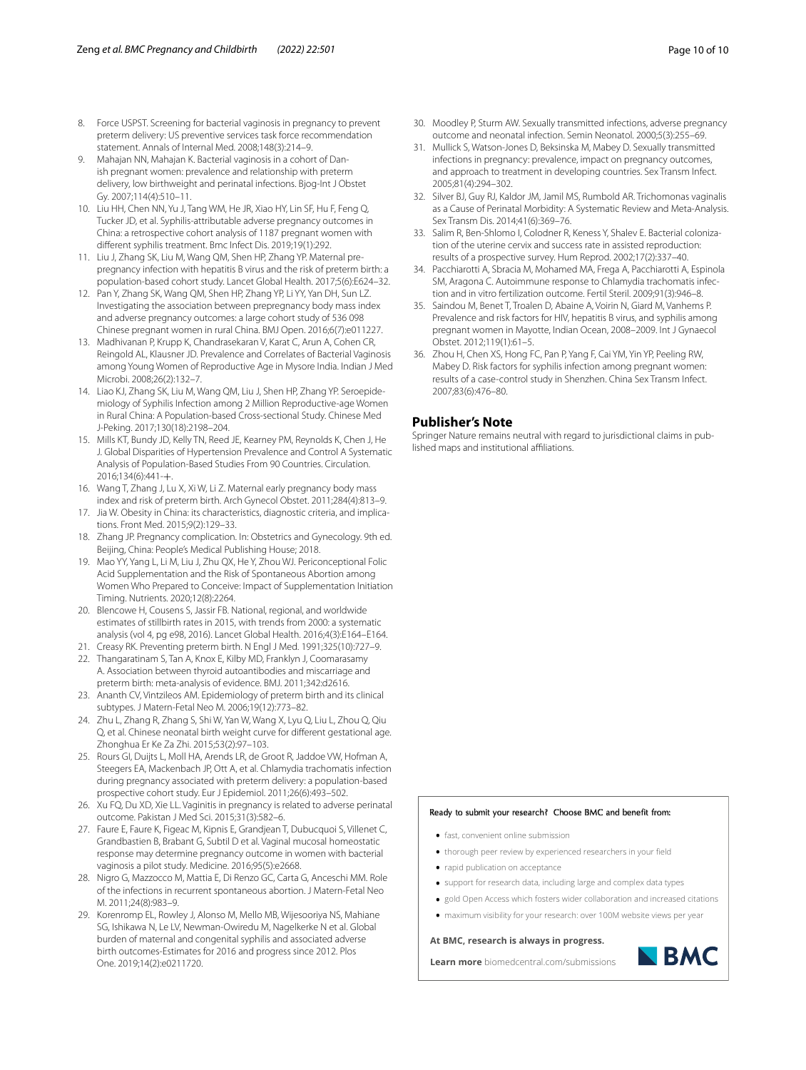8. Force USPST. Screening for bacterial vaginosis in pregnancy to prevent preterm delivery: US preventive services task force recommendation statement. Annals of Internal Med. 2008;148(3):214–9.
9. Mahajan NN, Mahajan K. Bacterial vaginosis in a cohort of Danish pregnant women: prevalence and relationship with preterm delivery, low birthweight and perinatal infections. Bjog-Int J Obstet Gy. 2007;114(4):510–11.
10. Liu HH, Chen NN, Yu J, Tang WM, He JR, Xiao HY, Lin SF, Hu F, Feng Q, Tucker JD, et al. Syphilis-attributable adverse pregnancy outcomes in China: a retrospective cohort analysis of 1187 pregnant women with different syphilis treatment. Bmc Infect Dis. 2019;19(1):292.
11. Liu J, Zhang SK, Liu M, Wang QM, Shen HP, Zhang YP. Maternal pre-pregnancy infection with hepatitis B virus and the risk of preterm birth: a population-based cohort study. Lancet Global Health. 2017;5(6):E624–32.
12. Pan Y, Zhang SK, Wang QM, Shen HP, Zhang YP, Li YY, Yan DH, Sun LZ. Investigating the association between prepregnancy body mass index and adverse pregnancy outcomes: a large cohort study of 536 098 Chinese pregnant women in rural China. BMJ Open. 2016;6(7):e011227.
13. Madhivanan P, Krupp K, Chandrasekaran V, Karat C, Arun A, Cohen CR, Reingold AL, Klausner JD. Prevalence and Correlates of Bacterial Vaginosis among Young Women of Reproductive Age in Mysore India. Indian J Med Microbi. 2008;26(2):132–7.
14. Liao KJ, Zhang SK, Liu M, Wang QM, Liu J, Shen HP, Zhang YP. Seroepidemiology of Syphilis Infection among 2 Million Reproductive-age Women in Rural China: A Population-based Cross-sectional Study. Chinese Med J-Peking. 2017;130(18):2198–204.
15. Mills KT, Bundy JD, Kelly TN, Reed JE, Kearney PM, Reynolds K, Chen J, He J. Global Disparities of Hypertension Prevalence and Control A Systematic Analysis of Population-Based Studies From 90 Countries. Circulation. 2016;134(6):441-+.
16. Wang T, Zhang J, Lu X, Xi W, Li Z. Maternal early pregnancy body mass index and risk of preterm birth. Arch Gynecol Obstet. 2011;284(4):813–9.
17. Jia W. Obesity in China: its characteristics, diagnostic criteria, and implications. Front Med. 2015;9(2):129–33.
18. Zhang JP. Pregnancy complication. In: Obstetrics and Gynecology. 9th ed. Beijing, China: People's Medical Publishing House; 2018.
19. Mao YY, Yang L, Li M, Liu J, Zhu QX, He Y, Zhou WJ. Periconceptional Folic Acid Supplementation and the Risk of Spontaneous Abortion among Women Who Prepared to Conceive: Impact of Supplementation Initiation Timing. Nutrients. 2020;12(8):2264.
20. Blencowe H, Cousens S, Jassir FB. National, regional, and worldwide estimates of stillbirth rates in 2015, with trends from 2000: a systematic analysis (vol 4, pg e98, 2016). Lancet Global Health. 2016;4(3):E164–E164.
21. Creasy RK. Preventing preterm birth. N Engl J Med. 1991;325(10):727–9.
22. Thangaratinam S, Tan A, Knox E, Kilby MD, Franklyn J, Coomarasamy A. Association between thyroid autoantibodies and miscarriage and preterm birth: meta-analysis of evidence. BMJ. 2011;342:d2616.
23. Ananth CV, Vintzileos AM. Epidemiology of preterm birth and its clinical subtypes. J Matern-Fetal Neo M. 2006;19(12):773–82.
24. Zhu L, Zhang R, Zhang S, Shi W, Yan W, Wang X, Lyu Q, Liu L, Zhou Q, Qiu Q, et al. Chinese neonatal birth weight curve for different gestational age. Zhonghua Er Ke Za Zhi. 2015;53(2):97–103.
25. Rours GI, Duijts L, Moll HA, Arends LR, de Groot R, Jaddoe VW, Hofman A, Steegers EA, Mackenbach JP, Ott A, et al. Chlamydia trachomatis infection during pregnancy associated with preterm delivery: a population-based prospective cohort study. Eur J Epidemiol. 2011;26(6):493–502.
26. Xu FQ, Du XD, Xie LL. Vaginitis in pregnancy is related to adverse perinatal outcome. Pakistan J Med Sci. 2015;31(3):582–6.
27. Faure E, Faure K, Figeac M, Kipnis E, Grandjean T, Dubucquoi S, Villenet C, Grandbastien B, Brabant G, Subtil D et al. Vaginal mucosal homeostatic response may determine pregnancy outcome in women with bacterial vaginosis a pilot study. Medicine. 2016;95(5):e2668.
28. Nigro G, Mazzocco M, Mattia E, Di Renzo GC, Carta G, Anceschi MM. Role of the infections in recurrent spontaneous abortion. J Matern-Fetal Neo M. 2011;24(8):983–9.
29. Korenromp EL, Rowley J, Alonso M, Mello MB, Wijesooriya NS, Mahiane SG, Ishikawa N, Le LV, Newman-Owiredu M, Nagelkerke N et al. Global burden of maternal and congenital syphilis and associated adverse birth outcomes-Estimates for 2016 and progress since 2012. Plos One. 2019;14(2):e0211720.
30. Moodley P, Sturm AW. Sexually transmitted infections, adverse pregnancy outcome and neonatal infection. Semin Neonatol. 2000;5(3):255–69.
31. Mullick S, Watson-Jones D, Beksinska M, Mabey D. Sexually transmitted infections in pregnancy: prevalence, impact on pregnancy outcomes, and approach to treatment in developing countries. Sex Transm Infect. 2005;81(4):294–302.
32. Silver BJ, Guy RJ, Kaldor JM, Jamil MS, Rumbold AR. Trichomonas vaginalis as a Cause of Perinatal Morbidity: A Systematic Review and Meta-Analysis. Sex Transm Dis. 2014;41(6):369–76.
33. Salim R, Ben-Shlomo I, Colodner R, Keness Y, Shalev E. Bacterial colonization of the uterine cervix and success rate in assisted reproduction: results of a prospective survey. Hum Reprod. 2002;17(2):337–40.
34. Pacchiarotti A, Sbracia M, Mohamed MA, Frega A, Pacchiarotti A, Espinola SM, Aragona C. Autoimmune response to Chlamydia trachomatis infection and in vitro fertilization outcome. Fertil Steril. 2009;91(3):946–8.
35. Saindou M, Benet T, Troalen D, Abaine A, Voirin N, Giard M, Vanhems P. Prevalence and risk factors for HIV, hepatitis B virus, and syphilis among pregnant women in Mayotte, Indian Ocean, 2008–2009. Int J Gynaecol Obstet. 2012;119(1):61–5.
36. Zhou H, Chen XS, Hong FC, Pan P, Yang F, Cai YM, Yin YP, Peeling RW, Mabey D. Risk factors for syphilis infection among pregnant women: results of a case-control study in Shenzhen. China Sex Transm Infect. 2007;83(6):476–80.

## Publisher's Note

Springer Nature remains neutral with regard to jurisdictional claims in published maps and institutional affiliations.

Ready to submit your research? Choose BMC and benefit from:

- fast, convenient online submission
- thorough peer review by experienced researchers in your field
- rapid publication on acceptance
- support for research data, including large and complex data types
- gold Open Access which fosters wider collaboration and increased citations
- maximum visibility for your research: over 100M website views per year

**At BMC, research is always in progress.**

**Learn more** biomedcentral.com/submissions

BMC